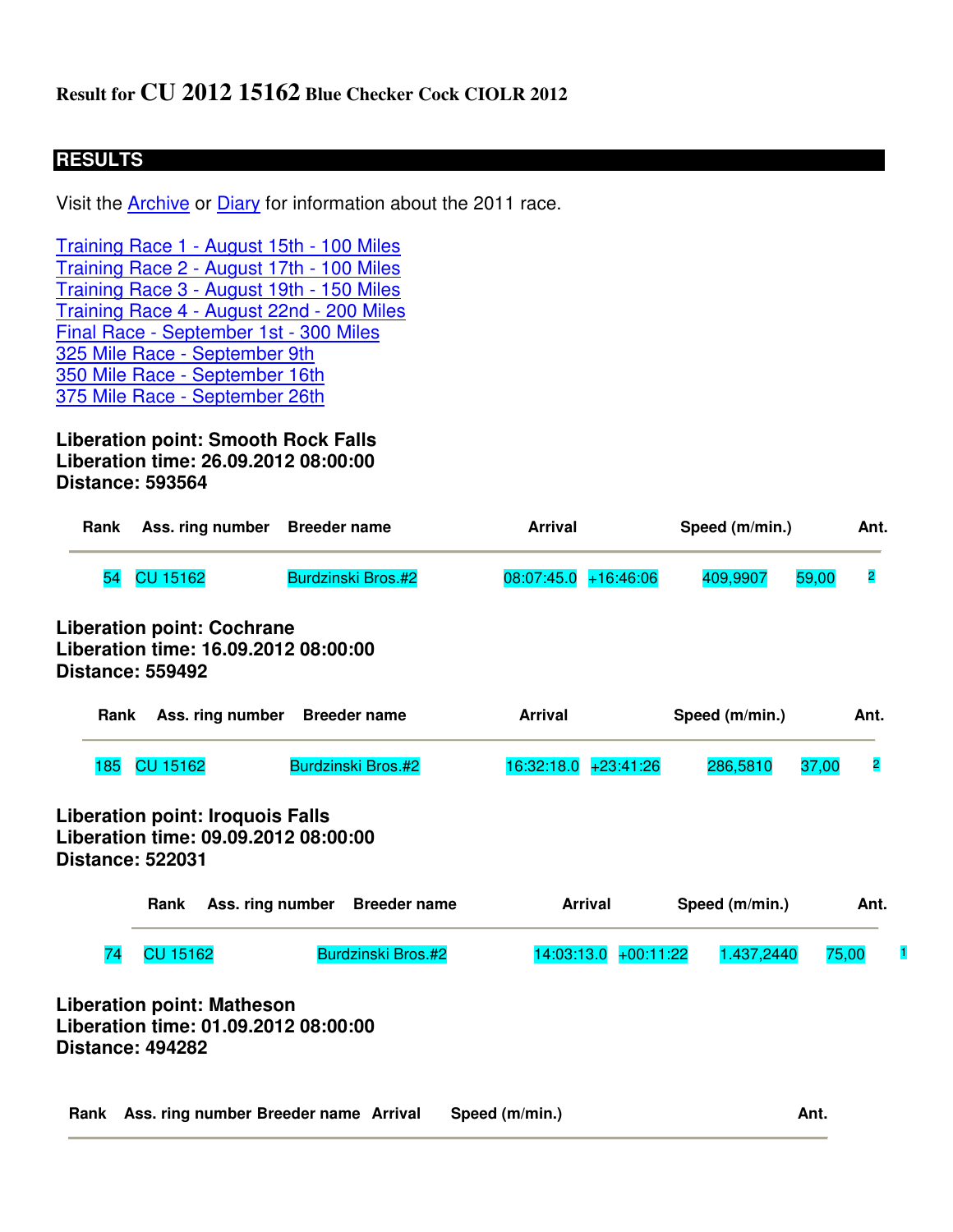# Result for CU 2012 15162 Blue Checker Cock CIOLR 2012

## RESULTS

Visit the Archive or Diary for information about the 2011 race.

Training Race 1 - August 15th - 100 Miles
Training Race 2 - August 17th - 100 Miles
Training Race 3 - August 19th - 150 Miles
Training Race 4 - August 22nd - 200 Miles
Final Race - September 1st - 300 Miles
325 Mile Race - September 9th
350 Mile Race - September 16th
375 Mile Race - September 26th

**Liberation point: Smooth Rock Falls**
**Liberation time: 26.09.2012 08:00:00**
**Distance: 593564**

| Rank | Ass. ring number | Breeder name | Arrival | | Speed (m/min.) | | Ant. |
|---|---|---|---|---|---|---|---|
| 54 | CU 15162 | Burdzinski Bros.#2 | 08:07:45.0 | +16:46:06 | 409,9907 | 59,00 | 2 |

**Liberation point: Cochrane**
**Liberation time: 16.09.2012 08:00:00**
**Distance: 559492**

| Rank | Ass. ring number | Breeder name | Arrival | | Speed (m/min.) | | Ant. |
|---|---|---|---|---|---|---|---|
| 185 | CU 15162 | Burdzinski Bros.#2 | 16:32:18.0 | +23:41:26 | 286,5810 | 37,00 | 2 |

**Liberation point: Iroquois Falls**
**Liberation time: 09.09.2012 08:00:00**
**Distance: 522031**

| Rank | Ass. ring number | Breeder name | Arrival | | Speed (m/min.) | | Ant. |
|---|---|---|---|---|---|---|---|
| 74 | CU 15162 | Burdzinski Bros.#2 | 14:03:13.0 | +00:11:22 | 1.437,2440 | 75,00 | 1 |

**Liberation point: Matheson**
**Liberation time: 01.09.2012 08:00:00**
**Distance: 494282**

| Rank | Ass. ring number | Breeder name | Arrival | Speed (m/min.) | Ant. |
|---|---|---|---|---|---|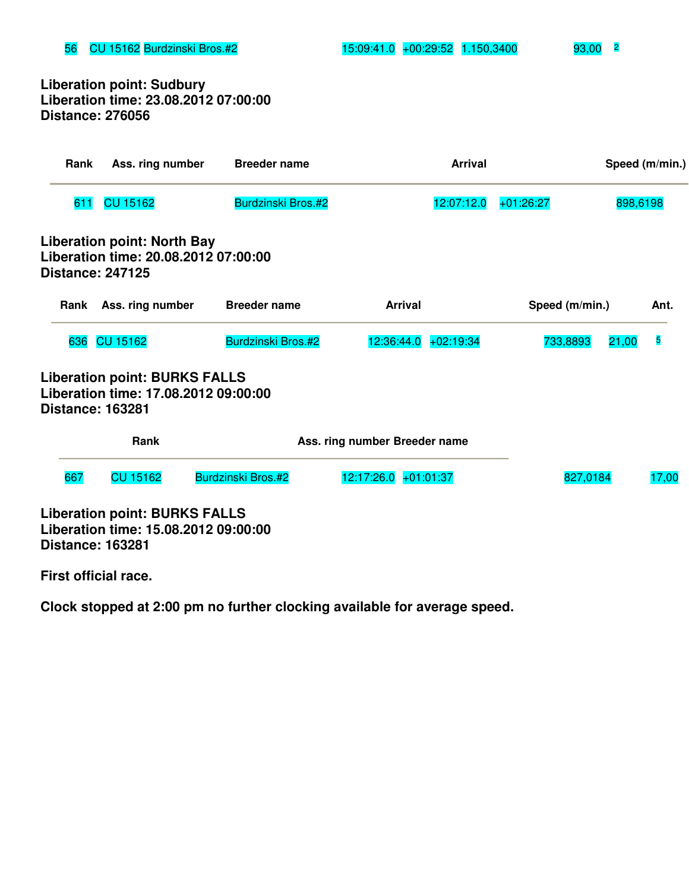| | | | | | | | | |
|---|---|---|---|---|---|---|---|---|
| 56 | CU 15162 | Burdzinski Bros.#2 | 15:09:41.0 | +00:29:52 | 1.150,3400 | | 93,00 | 2 |

**Liberation point: Sudbury**
**Liberation time: 23.08.2012 07:00:00**
**Distance: 276056**

| Rank | Ass. ring number | Breeder name | Arrival | | Speed (m/min.) |
|---|---|---|---|---|---|
| 611 | CU 15162 | Burdzinski Bros.#2 | 12:07:12.0 | +01:26:27 | 898,6198 |

**Liberation point: North Bay**
**Liberation time: 20.08.2012 07:00:00**
**Distance: 247125**

| Rank | Ass. ring number | Breeder name | Arrival | | Speed (m/min.) | | Ant. |
|---|---|---|---|---|---|---|---|
| 636 | CU 15162 | Burdzinski Bros.#2 | 12:36:44.0 | +02:19:34 | 733,8893 | 21,00 | 5 |

**Liberation point: BURKS FALLS**
**Liberation time: 17.08.2012 09:00:00**
**Distance: 163281**

| Rank | Ass. ring number | Breeder name | | | | |
|---|---|---|---|---|---|---|
| 667 | CU 15162 | Burdzinski Bros.#2 | 12:17:26.0 | +01:01:37 | 827,0184 | 17,00 |

**Liberation point: BURKS FALLS**
**Liberation time: 15.08.2012 09:00:00**
**Distance: 163281**

**First official race.**

**Clock stopped at 2:00 pm no further clocking available for average speed.**